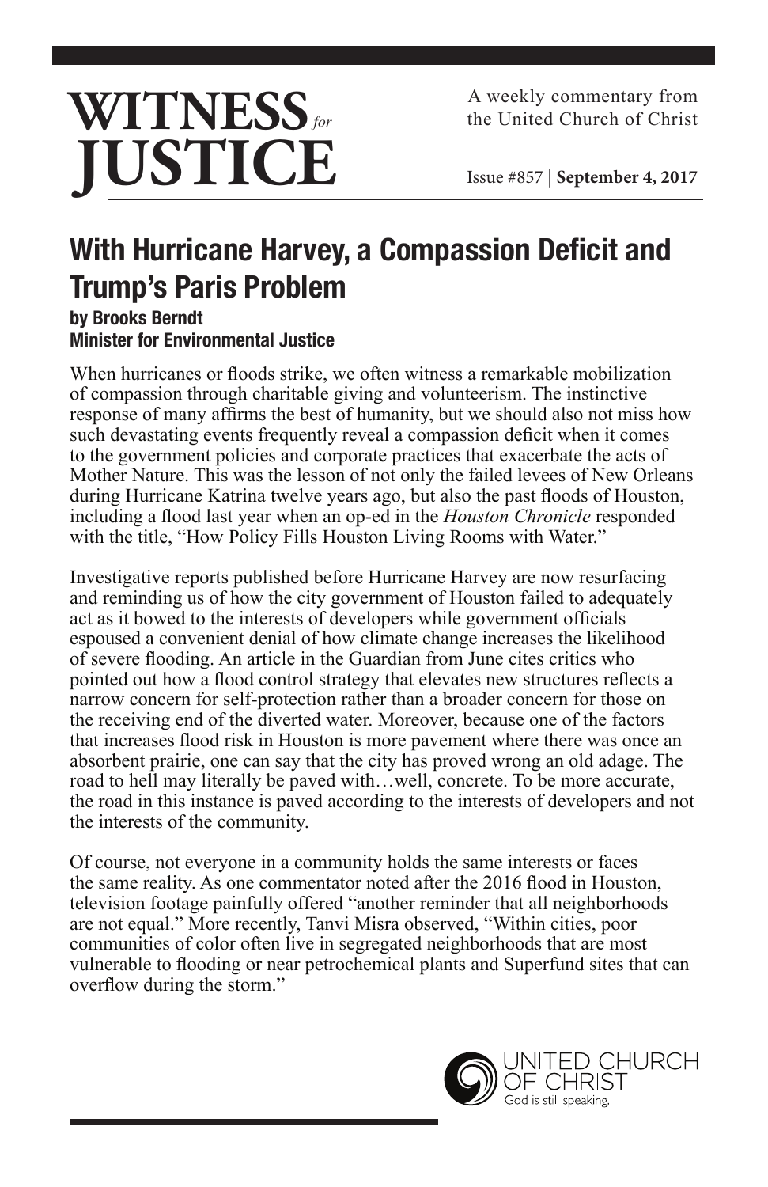# WITNESS *for* JUSTICE

A weekly commentary from the United Church of Christ

Issue #857 | **September 4, 2017**

## With Hurricane Harvey, a Compassion Deficit and Trump's Paris Problem

**by Brooks Berndt**
**Minister for Environmental Justice**

When hurricanes or floods strike, we often witness a remarkable mobilization of compassion through charitable giving and volunteerism. The instinctive response of many affirms the best of humanity, but we should also not miss how such devastating events frequently reveal a compassion deficit when it comes to the government policies and corporate practices that exacerbate the acts of Mother Nature. This was the lesson of not only the failed levees of New Orleans during Hurricane Katrina twelve years ago, but also the past floods of Houston, including a flood last year when an op-ed in the *Houston Chronicle* responded with the title, "How Policy Fills Houston Living Rooms with Water."

Investigative reports published before Hurricane Harvey are now resurfacing and reminding us of how the city government of Houston failed to adequately act as it bowed to the interests of developers while government officials espoused a convenient denial of how climate change increases the likelihood of severe flooding. An article in the Guardian from June cites critics who pointed out how a flood control strategy that elevates new structures reflects a narrow concern for self-protection rather than a broader concern for those on the receiving end of the diverted water. Moreover, because one of the factors that increases flood risk in Houston is more pavement where there was once an absorbent prairie, one can say that the city has proved wrong an old adage. The road to hell may literally be paved with…well, concrete. To be more accurate, the road in this instance is paved according to the interests of developers and not the interests of the community.

Of course, not everyone in a community holds the same interests or faces the same reality. As one commentator noted after the 2016 flood in Houston, television footage painfully offered "another reminder that all neighborhoods are not equal." More recently, Tanvi Misra observed, "Within cities, poor communities of color often live in segregated neighborhoods that are most vulnerable to flooding or near petrochemical plants and Superfund sites that can overflow during the storm."

UNITED CHURCH OF CHRIST
God is still speaking,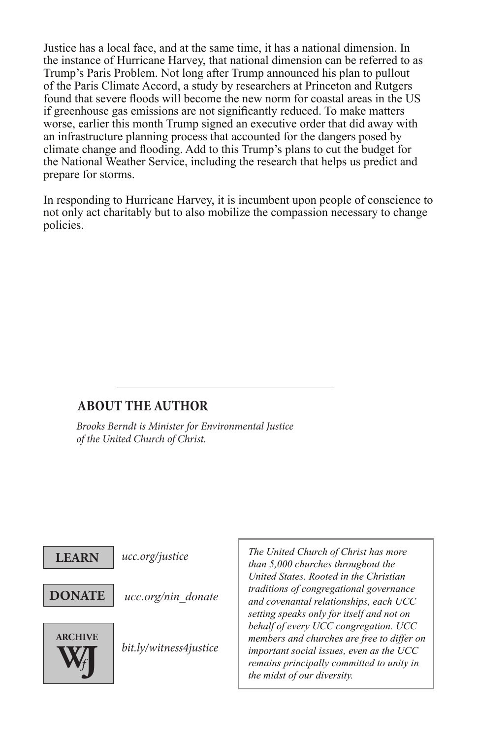Justice has a local face, and at the same time, it has a national dimension. In the instance of Hurricane Harvey, that national dimension can be referred to as Trump's Paris Problem. Not long after Trump announced his plan to pullout of the Paris Climate Accord, a study by researchers at Princeton and Rutgers found that severe floods will become the new norm for coastal areas in the US if greenhouse gas emissions are not significantly reduced. To make matters worse, earlier this month Trump signed an executive order that did away with an infrastructure planning process that accounted for the dangers posed by climate change and flooding. Add to this Trump's plans to cut the budget for the National Weather Service, including the research that helps us predict and prepare for storms.

In responding to Hurricane Harvey, it is incumbent upon people of conscience to not only act charitably but to also mobilize the compassion necessary to change policies.

---

## ABOUT THE AUTHOR

*Brooks Berndt is Minister for Environmental Justice of the United Church of Christ.*

**LEARN** *ucc.org/justice*

**DONATE** *ucc.org/nin_donate*

**ARCHIVE** WfJ *bit.ly/witness4justice*

*The United Church of Christ has more than 5,000 churches throughout the United States. Rooted in the Christian traditions of congregational governance and covenantal relationships, each UCC setting speaks only for itself and not on behalf of every UCC congregation. UCC members and churches are free to differ on important social issues, even as the UCC remains principally committed to unity in the midst of our diversity.*